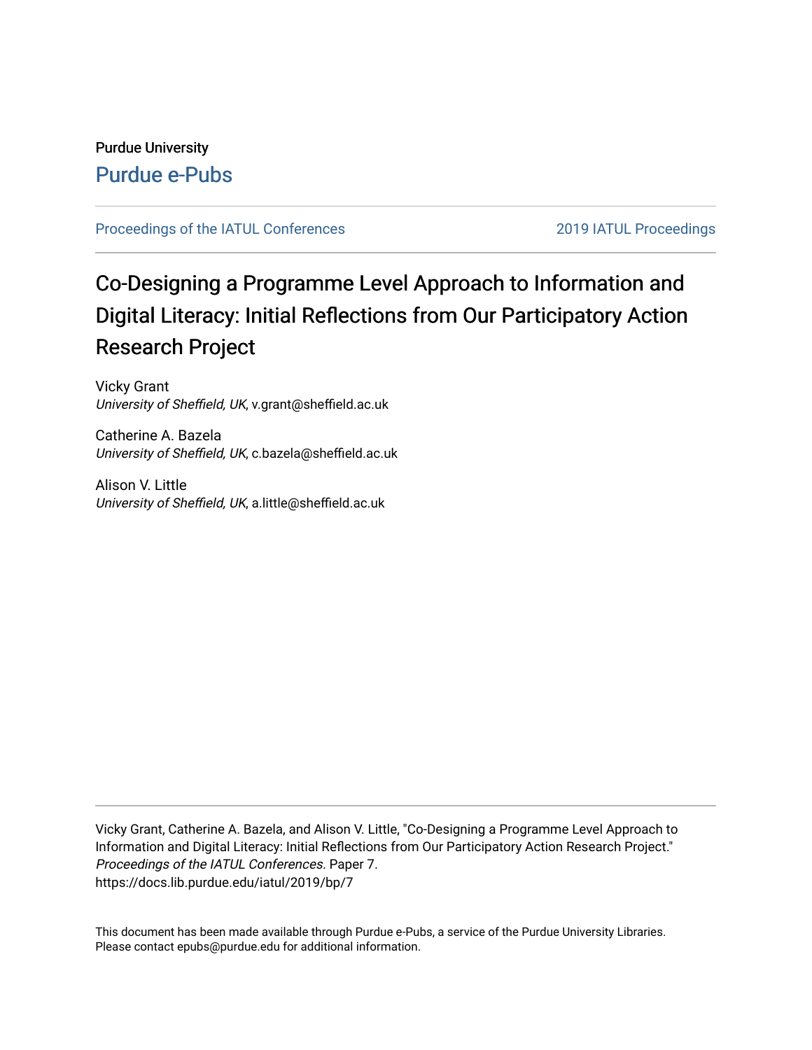Purdue University

Purdue e-Pubs

Proceedings of the IATUL Conferences

2019 IATUL Proceedings

# Co-Designing a Programme Level Approach to Information and Digital Literacy: Initial Reflections from Our Participatory Action Research Project

Vicky Grant
*University of Sheffield, UK*, v.grant@sheffield.ac.uk

Catherine A. Bazela
*University of Sheffield, UK*, c.bazela@sheffield.ac.uk

Alison V. Little
*University of Sheffield, UK*, a.little@sheffield.ac.uk

Vicky Grant, Catherine A. Bazela, and Alison V. Little, "Co-Designing a Programme Level Approach to Information and Digital Literacy: Initial Reflections from Our Participatory Action Research Project." *Proceedings of the IATUL Conferences.* Paper 7.
https://docs.lib.purdue.edu/iatul/2019/bp/7

This document has been made available through Purdue e-Pubs, a service of the Purdue University Libraries. Please contact epubs@purdue.edu for additional information.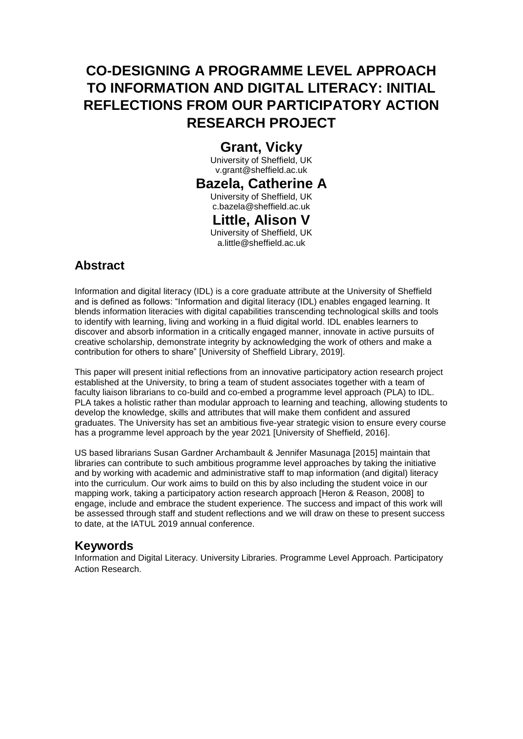# CO-DESIGNING A PROGRAMME LEVEL APPROACH TO INFORMATION AND DIGITAL LITERACY: INITIAL REFLECTIONS FROM OUR PARTICIPATORY ACTION RESEARCH PROJECT

## Grant, Vicky

University of Sheffield, UK
v.grant@sheffield.ac.uk

## Bazela, Catherine A

University of Sheffield, UK
c.bazela@sheffield.ac.uk

## Little, Alison V

University of Sheffield, UK
a.little@sheffield.ac.uk

## Abstract

Information and digital literacy (IDL) is a core graduate attribute at the University of Sheffield and is defined as follows: "Information and digital literacy (IDL) enables engaged learning. It blends information literacies with digital capabilities transcending technological skills and tools to identify with learning, living and working in a fluid digital world. IDL enables learners to discover and absorb information in a critically engaged manner, innovate in active pursuits of creative scholarship, demonstrate integrity by acknowledging the work of others and make a contribution for others to share" [University of Sheffield Library, 2019].

This paper will present initial reflections from an innovative participatory action research project established at the University, to bring a team of student associates together with a team of faculty liaison librarians to co-build and co-embed a programme level approach (PLA) to IDL. PLA takes a holistic rather than modular approach to learning and teaching, allowing students to develop the knowledge, skills and attributes that will make them confident and assured graduates. The University has set an ambitious five-year strategic vision to ensure every course has a programme level approach by the year 2021 [University of Sheffield, 2016].

US based librarians Susan Gardner Archambault & Jennifer Masunaga [2015] maintain that libraries can contribute to such ambitious programme level approaches by taking the initiative and by working with academic and administrative staff to map information (and digital) literacy into the curriculum. Our work aims to build on this by also including the student voice in our mapping work, taking a participatory action research approach [Heron & Reason, 2008] to engage, include and embrace the student experience. The success and impact of this work will be assessed through staff and student reflections and we will draw on these to present success to date, at the IATUL 2019 annual conference.

## Keywords

Information and Digital Literacy. University Libraries. Programme Level Approach. Participatory Action Research.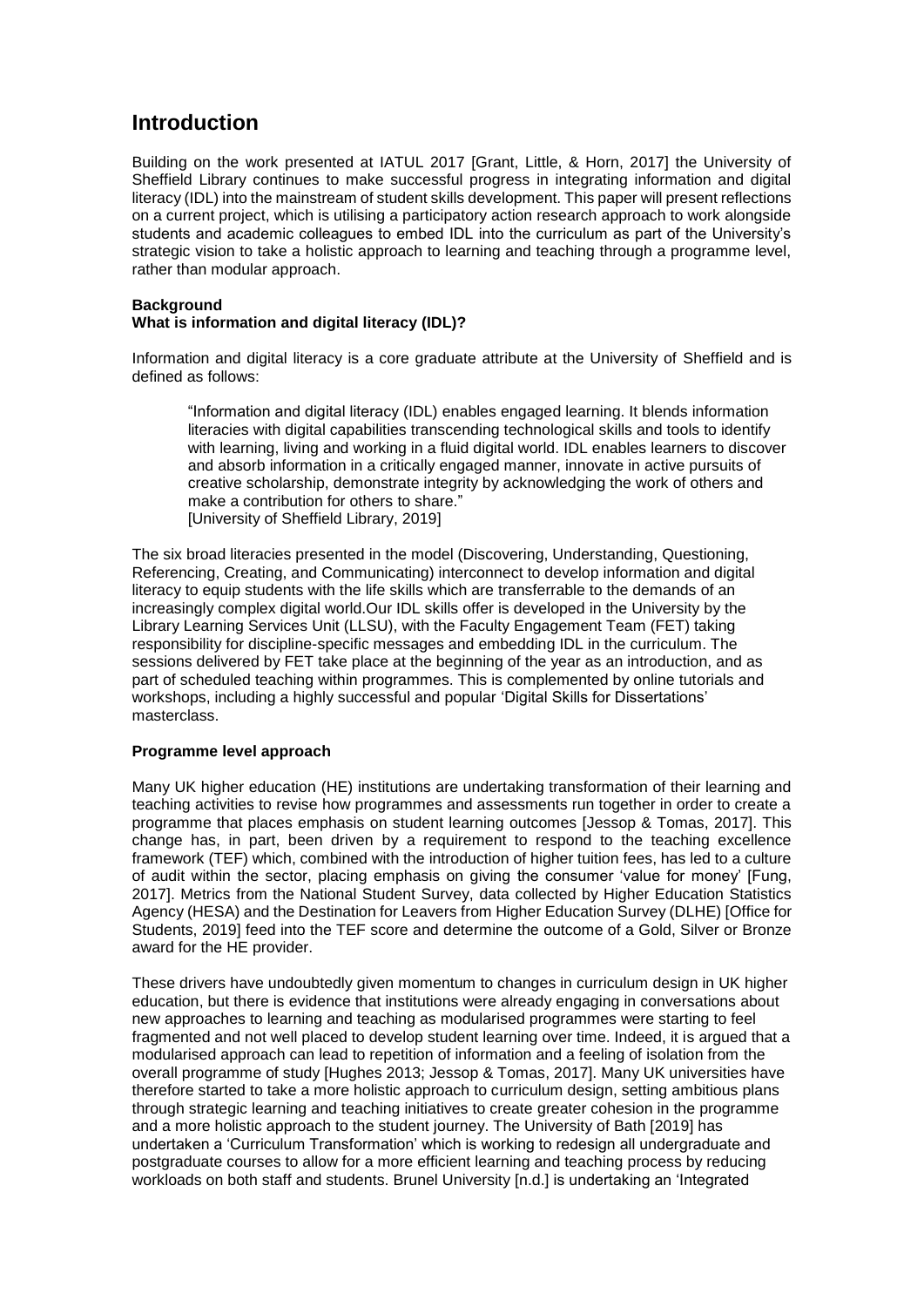# Introduction

Building on the work presented at IATUL 2017 [Grant, Little, & Horn, 2017] the University of Sheffield Library continues to make successful progress in integrating information and digital literacy (IDL) into the mainstream of student skills development. This paper will present reflections on a current project, which is utilising a participatory action research approach to work alongside students and academic colleagues to embed IDL into the curriculum as part of the University's strategic vision to take a holistic approach to learning and teaching through a programme level, rather than modular approach.

**Background**

**What is information and digital literacy (IDL)?**

Information and digital literacy is a core graduate attribute at the University of Sheffield and is defined as follows:

> "Information and digital literacy (IDL) enables engaged learning. It blends information literacies with digital capabilities transcending technological skills and tools to identify with learning, living and working in a fluid digital world. IDL enables learners to discover and absorb information in a critically engaged manner, innovate in active pursuits of creative scholarship, demonstrate integrity by acknowledging the work of others and make a contribution for others to share."
> [University of Sheffield Library, 2019]

The six broad literacies presented in the model (Discovering, Understanding, Questioning, Referencing, Creating, and Communicating) interconnect to develop information and digital literacy to equip students with the life skills which are transferrable to the demands of an increasingly complex digital world.Our IDL skills offer is developed in the University by the Library Learning Services Unit (LLSU), with the Faculty Engagement Team (FET) taking responsibility for discipline-specific messages and embedding IDL in the curriculum. The sessions delivered by FET take place at the beginning of the year as an introduction, and as part of scheduled teaching within programmes. This is complemented by online tutorials and workshops, including a highly successful and popular 'Digital Skills for Dissertations' masterclass.

**Programme level approach**

Many UK higher education (HE) institutions are undertaking transformation of their learning and teaching activities to revise how programmes and assessments run together in order to create a programme that places emphasis on student learning outcomes [Jessop & Tomas, 2017]. This change has, in part, been driven by a requirement to respond to the teaching excellence framework (TEF) which, combined with the introduction of higher tuition fees, has led to a culture of audit within the sector, placing emphasis on giving the consumer 'value for money' [Fung, 2017]. Metrics from the National Student Survey, data collected by Higher Education Statistics Agency (HESA) and the Destination for Leavers from Higher Education Survey (DLHE) [Office for Students, 2019] feed into the TEF score and determine the outcome of a Gold, Silver or Bronze award for the HE provider.

These drivers have undoubtedly given momentum to changes in curriculum design in UK higher education, but there is evidence that institutions were already engaging in conversations about new approaches to learning and teaching as modularised programmes were starting to feel fragmented and not well placed to develop student learning over time. Indeed, it is argued that a modularised approach can lead to repetition of information and a feeling of isolation from the overall programme of study [Hughes 2013; Jessop & Tomas, 2017]. Many UK universities have therefore started to take a more holistic approach to curriculum design, setting ambitious plans through strategic learning and teaching initiatives to create greater cohesion in the programme and a more holistic approach to the student journey. The University of Bath [2019] has undertaken a 'Curriculum Transformation' which is working to redesign all undergraduate and postgraduate courses to allow for a more efficient learning and teaching process by reducing workloads on both staff and students. Brunel University [n.d.] is undertaking an 'Integrated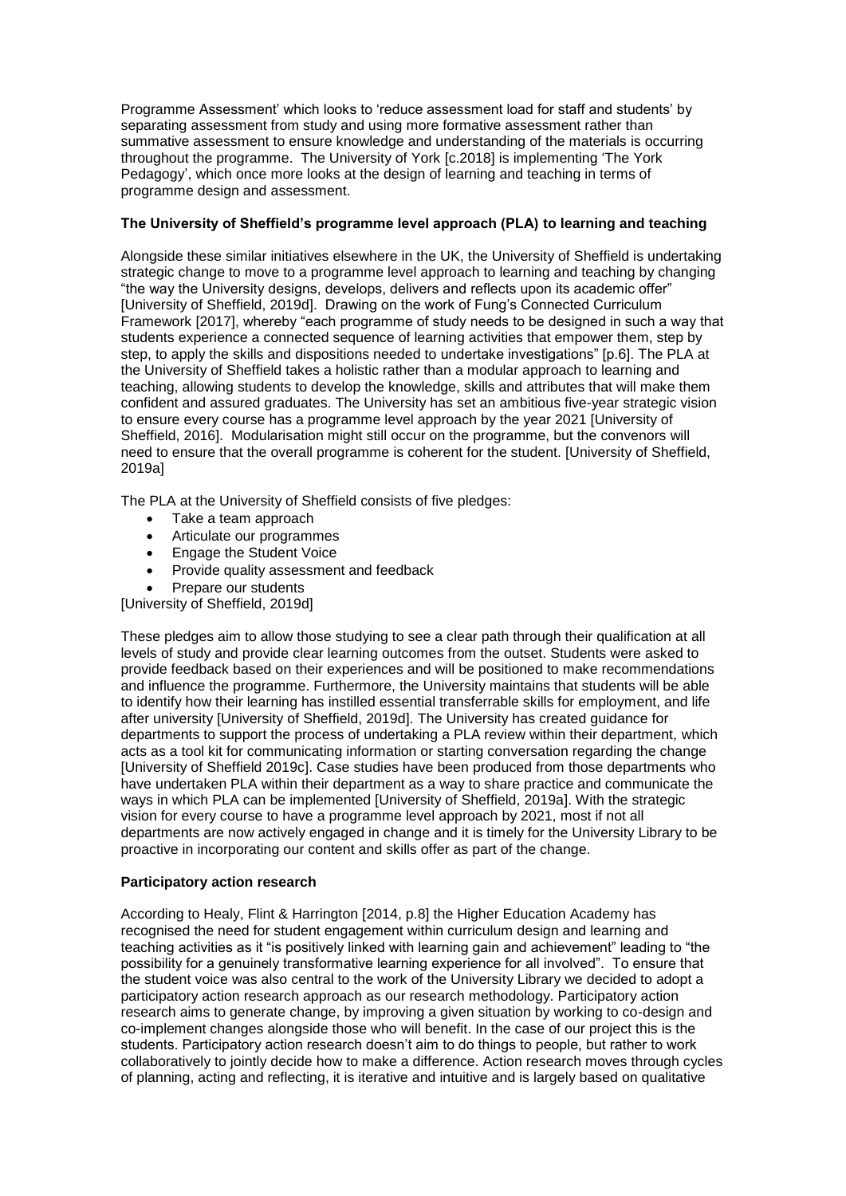Programme Assessment' which looks to 'reduce assessment load for staff and students' by separating assessment from study and using more formative assessment rather than summative assessment to ensure knowledge and understanding of the materials is occurring throughout the programme. The University of York [c.2018] is implementing 'The York Pedagogy', which once more looks at the design of learning and teaching in terms of programme design and assessment.

**The University of Sheffield's programme level approach (PLA) to learning and teaching**

Alongside these similar initiatives elsewhere in the UK, the University of Sheffield is undertaking strategic change to move to a programme level approach to learning and teaching by changing "the way the University designs, develops, delivers and reflects upon its academic offer" [University of Sheffield, 2019d]. Drawing on the work of Fung's Connected Curriculum Framework [2017], whereby "each programme of study needs to be designed in such a way that students experience a connected sequence of learning activities that empower them, step by step, to apply the skills and dispositions needed to undertake investigations" [p.6]. The PLA at the University of Sheffield takes a holistic rather than a modular approach to learning and teaching, allowing students to develop the knowledge, skills and attributes that will make them confident and assured graduates. The University has set an ambitious five-year strategic vision to ensure every course has a programme level approach by the year 2021 [University of Sheffield, 2016]. Modularisation might still occur on the programme, but the convenors will need to ensure that the overall programme is coherent for the student. [University of Sheffield, 2019a]

The PLA at the University of Sheffield consists of five pledges:

- Take a team approach
- Articulate our programmes
- Engage the Student Voice
- Provide quality assessment and feedback
- Prepare our students

[University of Sheffield, 2019d]

These pledges aim to allow those studying to see a clear path through their qualification at all levels of study and provide clear learning outcomes from the outset. Students were asked to provide feedback based on their experiences and will be positioned to make recommendations and influence the programme. Furthermore, the University maintains that students will be able to identify how their learning has instilled essential transferrable skills for employment, and life after university [University of Sheffield, 2019d]. The University has created guidance for departments to support the process of undertaking a PLA review within their department, which acts as a tool kit for communicating information or starting conversation regarding the change [University of Sheffield 2019c]. Case studies have been produced from those departments who have undertaken PLA within their department as a way to share practice and communicate the ways in which PLA can be implemented [University of Sheffield, 2019a]. With the strategic vision for every course to have a programme level approach by 2021, most if not all departments are now actively engaged in change and it is timely for the University Library to be proactive in incorporating our content and skills offer as part of the change.

**Participatory action research**

According to Healy, Flint & Harrington [2014, p.8] the Higher Education Academy has recognised the need for student engagement within curriculum design and learning and teaching activities as it "is positively linked with learning gain and achievement" leading to "the possibility for a genuinely transformative learning experience for all involved". To ensure that the student voice was also central to the work of the University Library we decided to adopt a participatory action research approach as our research methodology. Participatory action research aims to generate change, by improving a given situation by working to co-design and co-implement changes alongside those who will benefit. In the case of our project this is the students. Participatory action research doesn't aim to do things to people, but rather to work collaboratively to jointly decide how to make a difference. Action research moves through cycles of planning, acting and reflecting, it is iterative and intuitive and is largely based on qualitative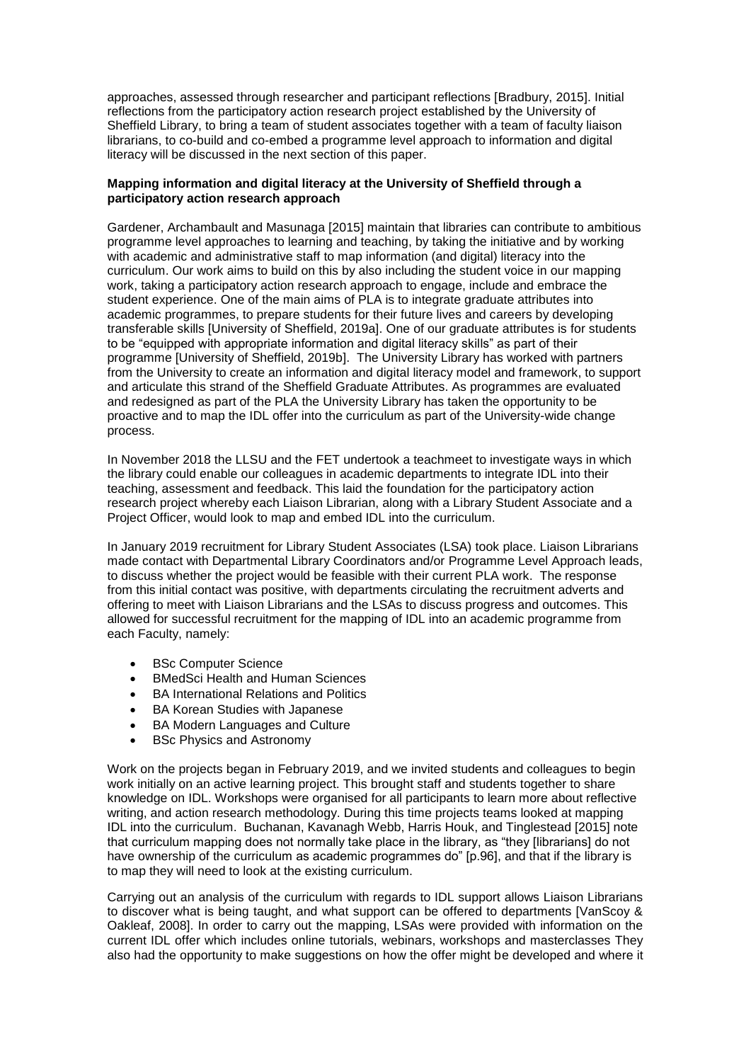approaches, assessed through researcher and participant reflections [Bradbury, 2015]. Initial reflections from the participatory action research project established by the University of Sheffield Library, to bring a team of student associates together with a team of faculty liaison librarians, to co-build and co-embed a programme level approach to information and digital literacy will be discussed in the next section of this paper.

**Mapping information and digital literacy at the University of Sheffield through a participatory action research approach**

Gardener, Archambault and Masunaga [2015] maintain that libraries can contribute to ambitious programme level approaches to learning and teaching, by taking the initiative and by working with academic and administrative staff to map information (and digital) literacy into the curriculum. Our work aims to build on this by also including the student voice in our mapping work, taking a participatory action research approach to engage, include and embrace the student experience. One of the main aims of PLA is to integrate graduate attributes into academic programmes, to prepare students for their future lives and careers by developing transferable skills [University of Sheffield, 2019a]. One of our graduate attributes is for students to be "equipped with appropriate information and digital literacy skills" as part of their programme [University of Sheffield, 2019b]. The University Library has worked with partners from the University to create an information and digital literacy model and framework, to support and articulate this strand of the Sheffield Graduate Attributes. As programmes are evaluated and redesigned as part of the PLA the University Library has taken the opportunity to be proactive and to map the IDL offer into the curriculum as part of the University-wide change process.

In November 2018 the LLSU and the FET undertook a teachmeet to investigate ways in which the library could enable our colleagues in academic departments to integrate IDL into their teaching, assessment and feedback. This laid the foundation for the participatory action research project whereby each Liaison Librarian, along with a Library Student Associate and a Project Officer, would look to map and embed IDL into the curriculum.

In January 2019 recruitment for Library Student Associates (LSA) took place. Liaison Librarians made contact with Departmental Library Coordinators and/or Programme Level Approach leads, to discuss whether the project would be feasible with their current PLA work. The response from this initial contact was positive, with departments circulating the recruitment adverts and offering to meet with Liaison Librarians and the LSAs to discuss progress and outcomes. This allowed for successful recruitment for the mapping of IDL into an academic programme from each Faculty, namely:

- BSc Computer Science
- BMedSci Health and Human Sciences
- BA International Relations and Politics
- BA Korean Studies with Japanese
- BA Modern Languages and Culture
- BSc Physics and Astronomy

Work on the projects began in February 2019, and we invited students and colleagues to begin work initially on an active learning project. This brought staff and students together to share knowledge on IDL. Workshops were organised for all participants to learn more about reflective writing, and action research methodology. During this time projects teams looked at mapping IDL into the curriculum. Buchanan, Kavanagh Webb, Harris Houk, and Tinglestead [2015] note that curriculum mapping does not normally take place in the library, as "they [librarians] do not have ownership of the curriculum as academic programmes do" [p.96], and that if the library is to map they will need to look at the existing curriculum.

Carrying out an analysis of the curriculum with regards to IDL support allows Liaison Librarians to discover what is being taught, and what support can be offered to departments [VanScoy & Oakleaf, 2008]. In order to carry out the mapping, LSAs were provided with information on the current IDL offer which includes online tutorials, webinars, workshops and masterclasses They also had the opportunity to make suggestions on how the offer might be developed and where it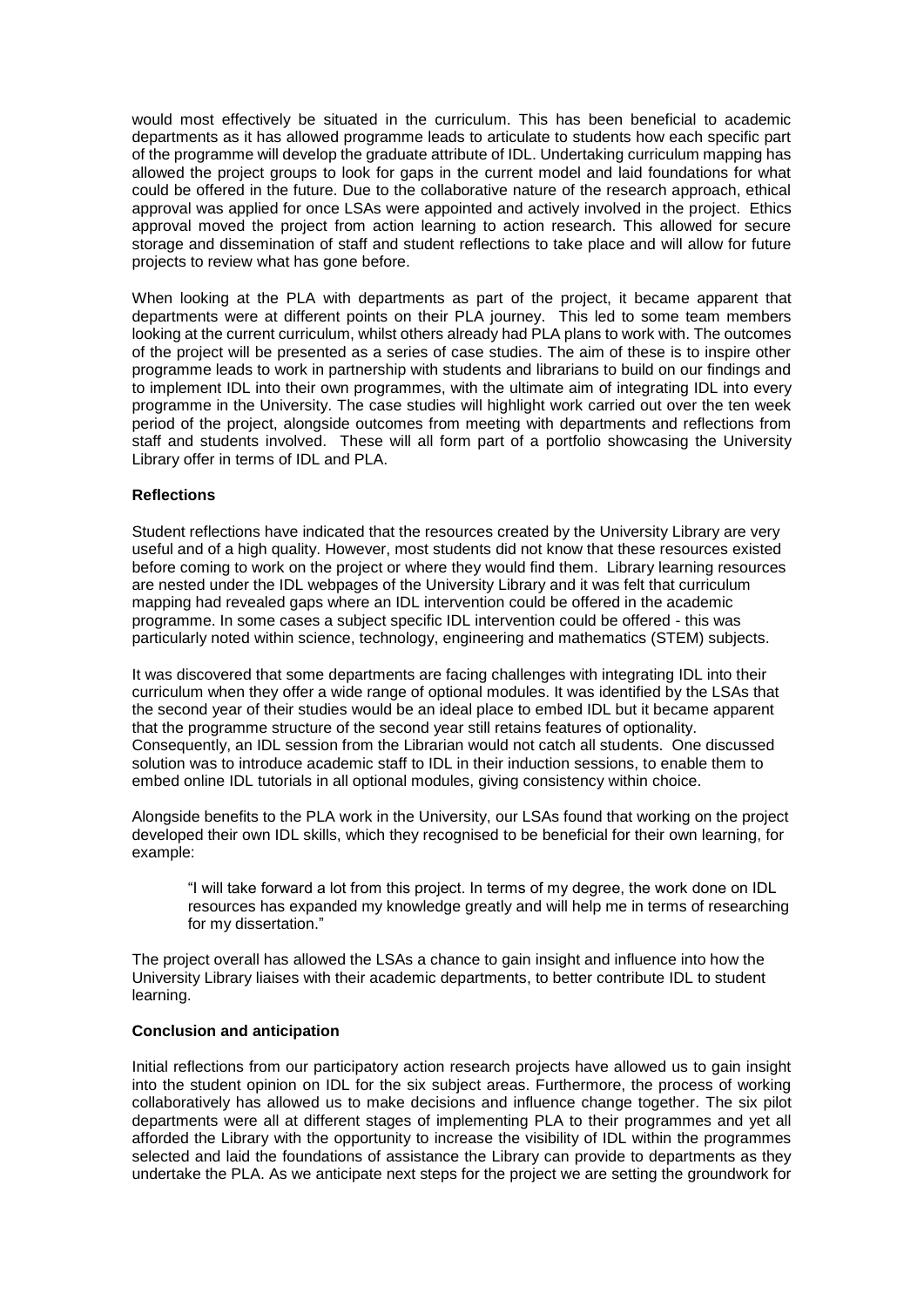would most effectively be situated in the curriculum. This has been beneficial to academic departments as it has allowed programme leads to articulate to students how each specific part of the programme will develop the graduate attribute of IDL. Undertaking curriculum mapping has allowed the project groups to look for gaps in the current model and laid foundations for what could be offered in the future. Due to the collaborative nature of the research approach, ethical approval was applied for once LSAs were appointed and actively involved in the project. Ethics approval moved the project from action learning to action research. This allowed for secure storage and dissemination of staff and student reflections to take place and will allow for future projects to review what has gone before.

When looking at the PLA with departments as part of the project, it became apparent that departments were at different points on their PLA journey. This led to some team members looking at the current curriculum, whilst others already had PLA plans to work with. The outcomes of the project will be presented as a series of case studies. The aim of these is to inspire other programme leads to work in partnership with students and librarians to build on our findings and to implement IDL into their own programmes, with the ultimate aim of integrating IDL into every programme in the University. The case studies will highlight work carried out over the ten week period of the project, alongside outcomes from meeting with departments and reflections from staff and students involved. These will all form part of a portfolio showcasing the University Library offer in terms of IDL and PLA.

**Reflections**

Student reflections have indicated that the resources created by the University Library are very useful and of a high quality. However, most students did not know that these resources existed before coming to work on the project or where they would find them. Library learning resources are nested under the IDL webpages of the University Library and it was felt that curriculum mapping had revealed gaps where an IDL intervention could be offered in the academic programme. In some cases a subject specific IDL intervention could be offered - this was particularly noted within science, technology, engineering and mathematics (STEM) subjects.

It was discovered that some departments are facing challenges with integrating IDL into their curriculum when they offer a wide range of optional modules. It was identified by the LSAs that the second year of their studies would be an ideal place to embed IDL but it became apparent that the programme structure of the second year still retains features of optionality. Consequently, an IDL session from the Librarian would not catch all students. One discussed solution was to introduce academic staff to IDL in their induction sessions, to enable them to embed online IDL tutorials in all optional modules, giving consistency within choice.

Alongside benefits to the PLA work in the University, our LSAs found that working on the project developed their own IDL skills, which they recognised to be beneficial for their own learning, for example:

> "I will take forward a lot from this project. In terms of my degree, the work done on IDL resources has expanded my knowledge greatly and will help me in terms of researching for my dissertation."

The project overall has allowed the LSAs a chance to gain insight and influence into how the University Library liaises with their academic departments, to better contribute IDL to student learning.

**Conclusion and anticipation**

Initial reflections from our participatory action research projects have allowed us to gain insight into the student opinion on IDL for the six subject areas. Furthermore, the process of working collaboratively has allowed us to make decisions and influence change together. The six pilot departments were all at different stages of implementing PLA to their programmes and yet all afforded the Library with the opportunity to increase the visibility of IDL within the programmes selected and laid the foundations of assistance the Library can provide to departments as they undertake the PLA. As we anticipate next steps for the project we are setting the groundwork for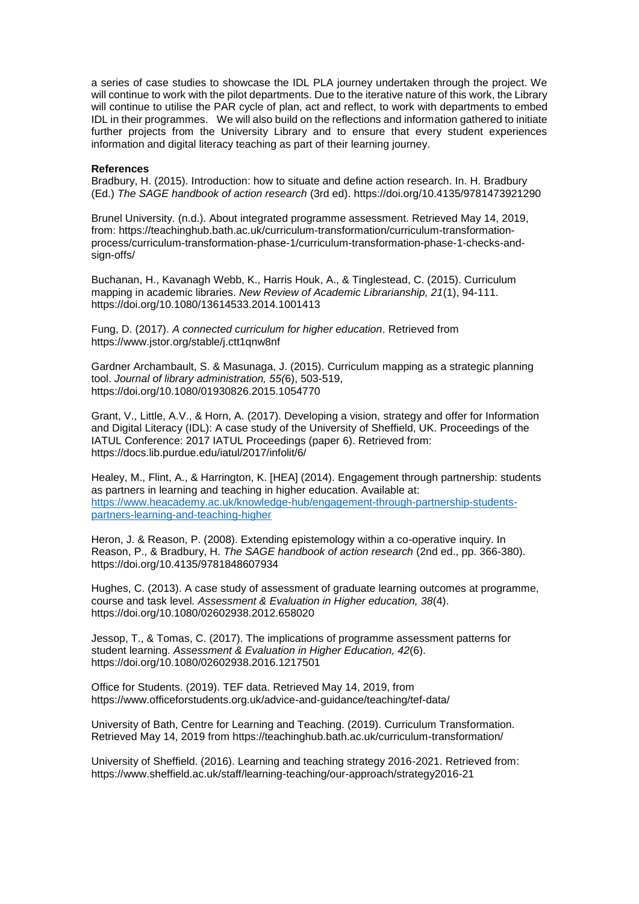a series of case studies to showcase the IDL PLA journey undertaken through the project. We will continue to work with the pilot departments. Due to the iterative nature of this work, the Library will continue to utilise the PAR cycle of plan, act and reflect, to work with departments to embed IDL in their programmes. We will also build on the reflections and information gathered to initiate further projects from the University Library and to ensure that every student experiences information and digital literacy teaching as part of their learning journey.

**References**

Bradbury, H. (2015). Introduction: how to situate and define action research. In. H. Bradbury (Ed.) *The SAGE handbook of action research* (3rd ed). https://doi.org/10.4135/9781473921290

Brunel University. (n.d.). About integrated programme assessment. Retrieved May 14, 2019, from: https://teachinghub.bath.ac.uk/curriculum-transformation/curriculum-transformation-process/curriculum-transformation-phase-1/curriculum-transformation-phase-1-checks-and-sign-offs/

Buchanan, H., Kavanagh Webb, K., Harris Houk, A., & Tinglestead, C. (2015). Curriculum mapping in academic libraries. *New Review of Academic Librarianship, 21*(1), 94-111. https://doi.org/10.1080/13614533.2014.1001413

Fung, D. (2017). *A connected curriculum for higher education*. Retrieved from https://www.jstor.org/stable/j.ctt1qnw8nf

Gardner Archambault, S. & Masunaga, J. (2015). Curriculum mapping as a strategic planning tool. *Journal of library administration, 55(*6), 503-519, https://doi.org/10.1080/01930826.2015.1054770

Grant, V., Little, A.V., & Horn, A. (2017). Developing a vision, strategy and offer for Information and Digital Literacy (IDL): A case study of the University of Sheffield, UK. Proceedings of the IATUL Conference: 2017 IATUL Proceedings (paper 6). Retrieved from: https://docs.lib.purdue.edu/iatul/2017/infolit/6/

Healey, M., Flint, A., & Harrington, K. [HEA] (2014). Engagement through partnership: students as partners in learning and teaching in higher education. Available at: [https://www.heacademy.ac.uk/knowledge-hub/engagement-through-partnership-students-partners-learning-and-teaching-higher](https://www.heacademy.ac.uk/knowledge-hub/engagement-through-partnership-students-partners-learning-and-teaching-higher)

Heron, J. & Reason, P. (2008). Extending epistemology within a co-operative inquiry. In Reason, P., & Bradbury, H. *The SAGE handbook of action research* (2nd ed., pp. 366-380). https://doi.org/10.4135/9781848607934

Hughes, C. (2013). A case study of assessment of graduate learning outcomes at programme, course and task level*. Assessment & Evaluation in Higher education, 38*(4). https://doi.org/10.1080/02602938.2012.658020

Jessop, T., & Tomas, C. (2017). The implications of programme assessment patterns for student learning. *Assessment & Evaluation in Higher Education, 42*(6). https://doi.org/10.1080/02602938.2016.1217501

Office for Students. (2019). TEF data. Retrieved May 14, 2019, from https://www.officeforstudents.org.uk/advice-and-guidance/teaching/tef-data/

University of Bath, Centre for Learning and Teaching. (2019). Curriculum Transformation. Retrieved May 14, 2019 from https://teachinghub.bath.ac.uk/curriculum-transformation/

University of Sheffield. (2016). Learning and teaching strategy 2016-2021. Retrieved from: https://www.sheffield.ac.uk/staff/learning-teaching/our-approach/strategy2016-21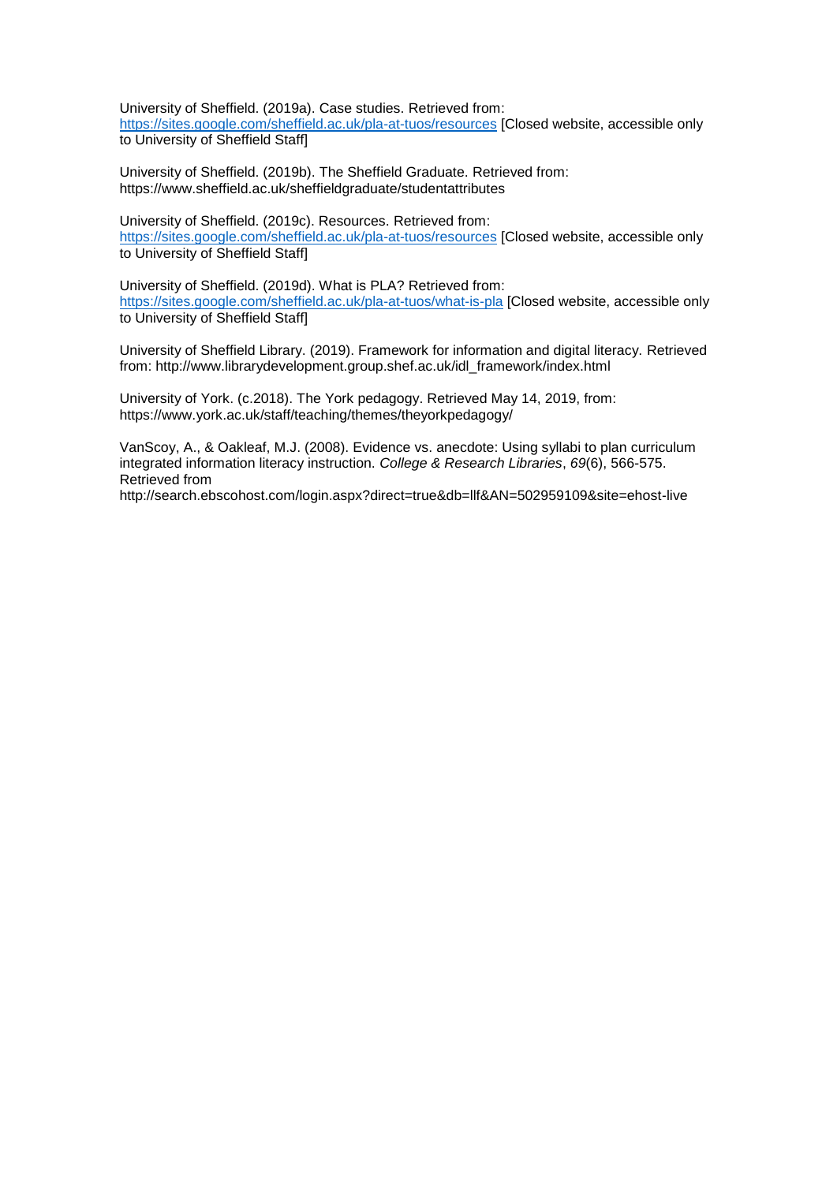University of Sheffield. (2019a). Case studies. Retrieved from: https://sites.google.com/sheffield.ac.uk/pla-at-tuos/resources [Closed website, accessible only to University of Sheffield Staff]

University of Sheffield. (2019b). The Sheffield Graduate. Retrieved from: https://www.sheffield.ac.uk/sheffieldgraduate/studentattributes

University of Sheffield. (2019c). Resources. Retrieved from: https://sites.google.com/sheffield.ac.uk/pla-at-tuos/resources [Closed website, accessible only to University of Sheffield Staff]

University of Sheffield. (2019d). What is PLA? Retrieved from: https://sites.google.com/sheffield.ac.uk/pla-at-tuos/what-is-pla [Closed website, accessible only to University of Sheffield Staff]

University of Sheffield Library. (2019). Framework for information and digital literacy. Retrieved from: http://www.librarydevelopment.group.shef.ac.uk/idl_framework/index.html

University of York. (c.2018). The York pedagogy. Retrieved May 14, 2019, from: https://www.york.ac.uk/staff/teaching/themes/theyorkpedagogy/

VanScoy, A., & Oakleaf, M.J. (2008). Evidence vs. anecdote: Using syllabi to plan curriculum integrated information literacy instruction. *College & Research Libraries*, *69*(6), 566-575. Retrieved from http://search.ebscohost.com/login.aspx?direct=true&db=llf&AN=502959109&site=ehost-live